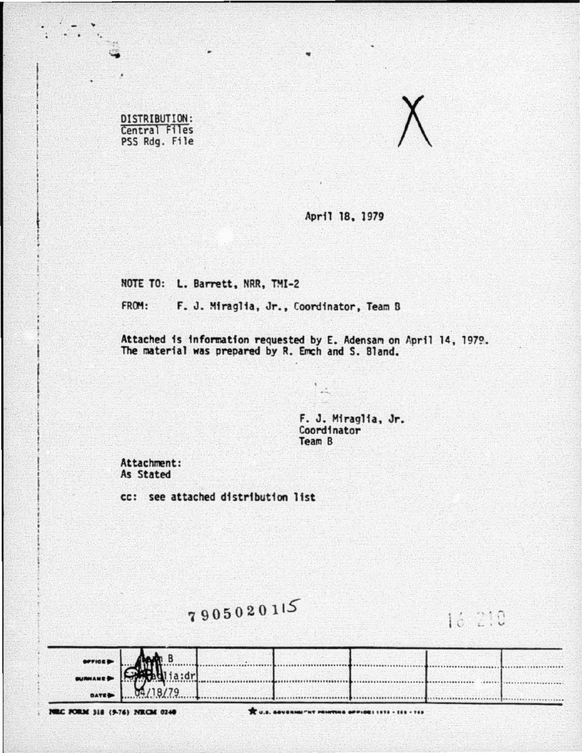DISTRIBUTION:
Central Files
PSS Rdg. File

X

April 18, 1979

NOTE TO: L. Barrett, NRR, TMI-2

FROM: F. J. Miraglia, Jr., Coordinator, Team B

Attached is information requested by E. Adensam on April 14, 1979. The material was prepared by R. Emch and S. Bland.

F. J. Miraglia, Jr.
Coordinator
Team B

Attachment:
As Stated

cc: see attached distribution list

7905020115

16 210

| OFFICE ▶ | Team B | | | | | |
|---|---|---|---|---|---|---|
| SURNAME ▶ | FJMiraglia:dr | | | | | |
| DATE ▶ | 04/18/79 | | | | | |

NRC FORM 318 (9-76) NRCM 0240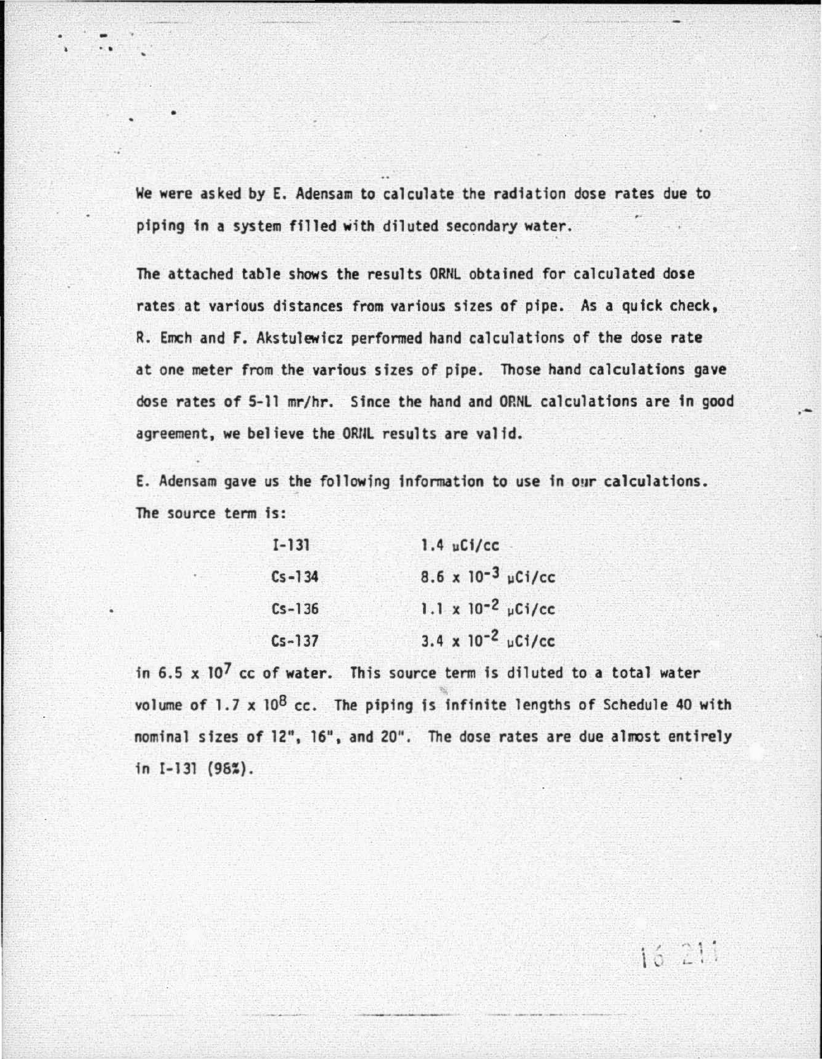We were asked by E. Adensam to calculate the radiation dose rates due to piping in a system filled with diluted secondary water.

The attached table shows the results ORNL obtained for calculated dose rates at various distances from various sizes of pipe. As a quick check, R. Emch and F. Akstulewicz performed hand calculations of the dose rate at one meter from the various sizes of pipe. Those hand calculations gave dose rates of 5-11 mr/hr. Since the hand and ORNL calculations are in good agreement, we believe the ORNL results are valid.

E. Adensam gave us the following information to use in our calculations. The source term is:

| | |
|---|---|
| I-131 | 1.4 μCi/cc |
| Cs-134 | $8.6 \times 10^{-3}$ μCi/cc |
| Cs-136 | $1.1 \times 10^{-2}$ μCi/cc |
| Cs-137 | $3.4 \times 10^{-2}$ μCi/cc |

in $6.5 \times 10^{7}$ cc of water. This source term is diluted to a total water volume of $1.7 \times 10^{8}$ cc. The piping is infinite lengths of Schedule 40 with nominal sizes of 12", 16", and 20". The dose rates are due almost entirely in I-131 (98%).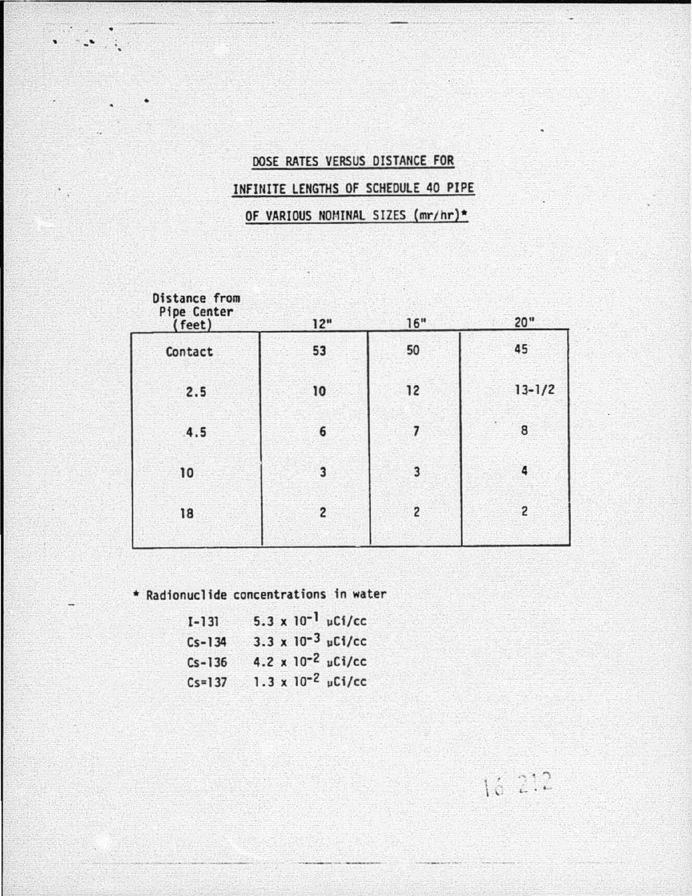## DOSE RATES VERSUS DISTANCE FOR INFINITE LENGTHS OF SCHEDULE 40 PIPE OF VARIOUS NOMINAL SIZES (mr/hr)*

| Distance from Pipe Center (feet) | 12" | 16" | 20" |
|---|---|---|---|
| Contact | 53 | 50 | 45 |
| 2.5 | 10 | 12 | 13-1/2 |
| 4.5 | 6 | 7 | 8 |
| 10 | 3 | 3 | 4 |
| 18 | 2 | 2 | 2 |

\* Radionuclide concentrations in water

| | |
|---|---|
| I-131 | $5.3 \times 10^{-1}$ μCi/cc |
| Cs-134 | $3.3 \times 10^{-3}$ μCi/cc |
| Cs-136 | $4.2 \times 10^{-2}$ μCi/cc |
| Cs=137 | $1.3 \times 10^{-2}$ μCi/cc |

16 212